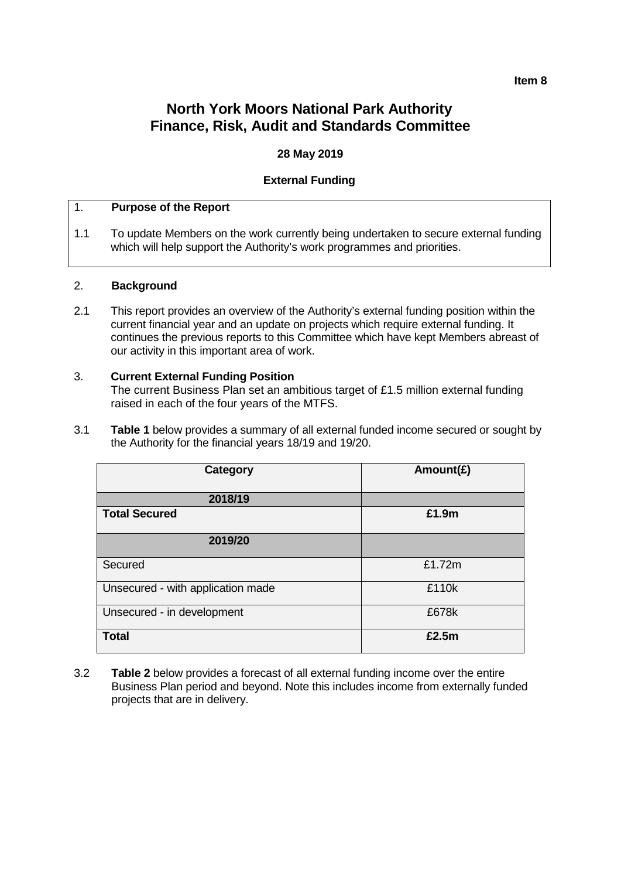**Item 8**

# North York Moors National Park Authority
# Finance, Risk, Audit and Standards Committee

**28 May 2019**

**External Funding**

## 1. Purpose of the Report

1.1 To update Members on the work currently being undertaken to secure external funding which will help support the Authority's work programmes and priorities.

## 2. Background

2.1 This report provides an overview of the Authority's external funding position within the current financial year and an update on projects which require external funding. It continues the previous reports to this Committee which have kept Members abreast of our activity in this important area of work.

## 3. Current External Funding Position

The current Business Plan set an ambitious target of £1.5 million external funding raised in each of the four years of the MTFS.

3.1 **Table 1** below provides a summary of all external funded income secured or sought by the Authority for the financial years 18/19 and 19/20.

| Category | Amount(£) |
|---|---|
| **2018/19** | |
| **Total Secured** | **£1.9m** |
| **2019/20** | |
| Secured | £1.72m |
| Unsecured - with application made | £110k |
| Unsecured - in development | £678k |
| **Total** | **£2.5m** |

3.2 **Table 2** below provides a forecast of all external funding income over the entire Business Plan period and beyond. Note this includes income from externally funded projects that are in delivery.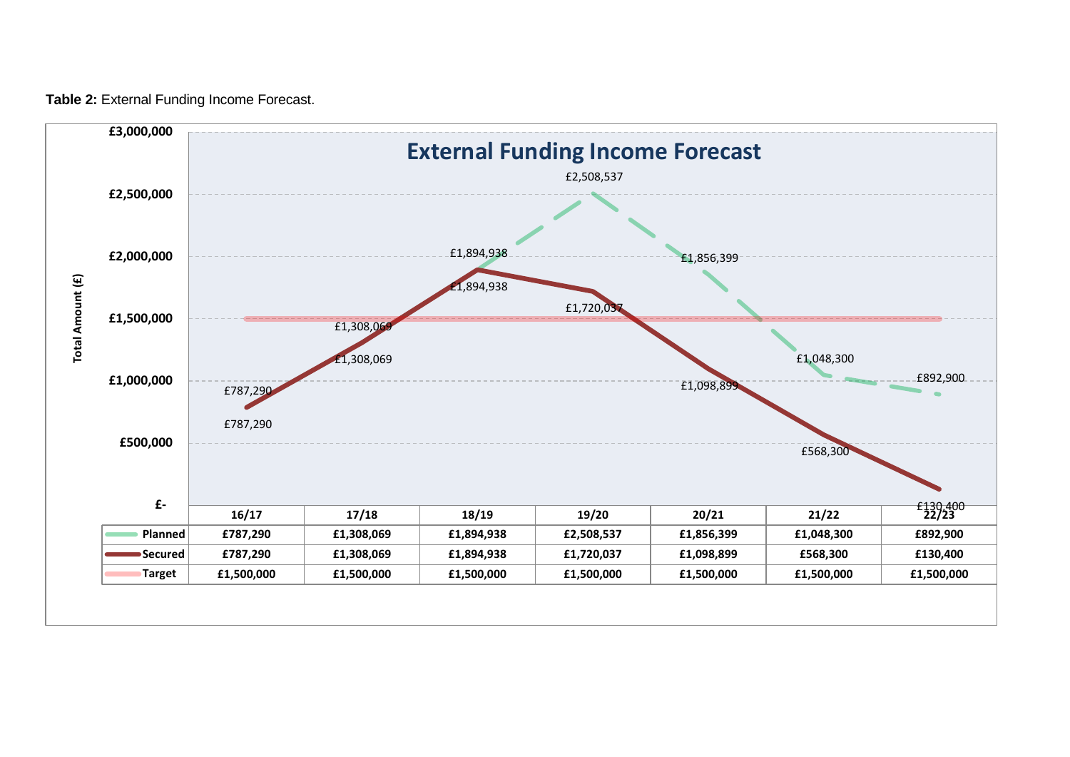**Table 2:** External Funding Income Forecast.

## External Funding Income Forecast

| | 16/17 | 17/18 | 18/19 | 19/20 | 20/21 | 21/22 | 22/23 |
|---|---|---|---|---|---|---|---|
| **Planned** | **£787,290** | **£1,308,069** | **£1,894,938** | **£2,508,537** | **£1,856,399** | **£1,048,300** | **£892,900** |
| **Secured** | **£787,290** | **£1,308,069** | **£1,894,938** | **£1,720,037** | **£1,098,899** | **£568,300** | **£130,400** |
| **Target** | **£1,500,000** | **£1,500,000** | **£1,500,000** | **£1,500,000** | **£1,500,000** | **£1,500,000** | **£1,500,000** |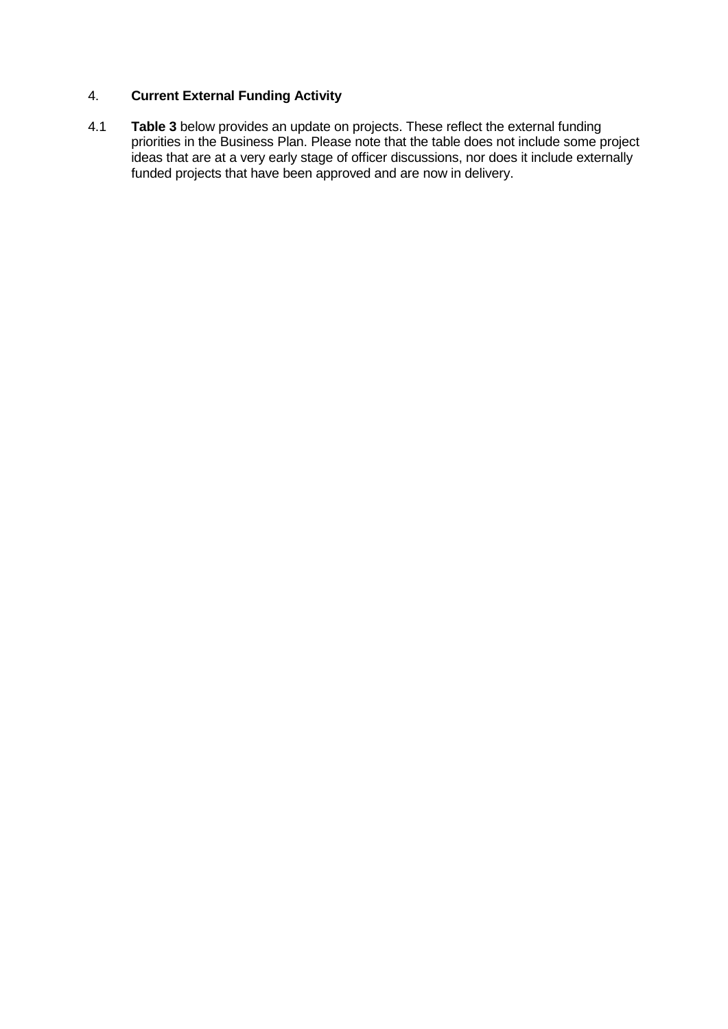## 4. Current External Funding Activity

4.1 **Table 3** below provides an update on projects. These reflect the external funding priorities in the Business Plan. Please note that the table does not include some project ideas that are at a very early stage of officer discussions, nor does it include externally funded projects that have been approved and are now in delivery.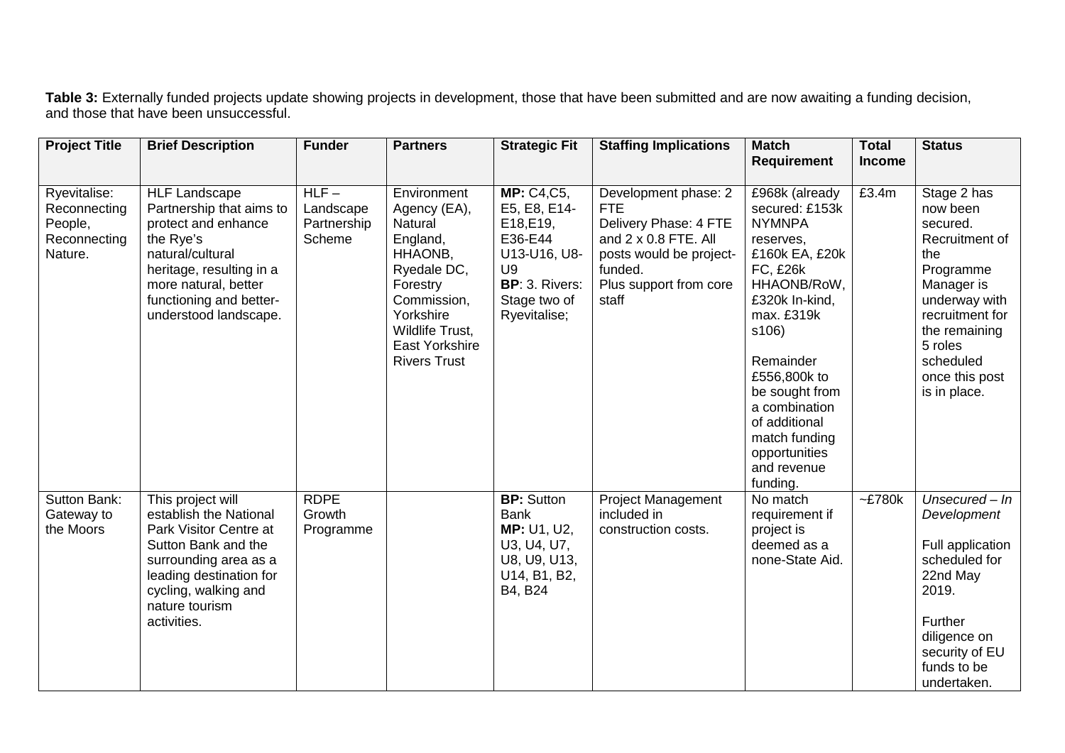**Table 3:** Externally funded projects update showing projects in development, those that have been submitted and are now awaiting a funding decision, and those that have been unsuccessful.

| Project Title | Brief Description | Funder | Partners | Strategic Fit | Staffing Implications | Match Requirement | Total Income | Status |
|---|---|---|---|---|---|---|---|---|
| Ryevitalise: Reconnecting People, Reconnecting Nature. | HLF Landscape Partnership that aims to protect and enhance the Rye's natural/cultural heritage, resulting in a more natural, better functioning and better-understood landscape. | HLF – Landscape Partnership Scheme | Environment Agency (EA), Natural England, HHAONB, Ryedale DC, Forestry Commission, Yorkshire Wildlife Trust, East Yorkshire Rivers Trust | **MP:** C4,C5, E5, E8, E14-E18,E19, E36-E44 U13-U16, U8-U9 **BP**: 3. Rivers: Stage two of Ryevitalise; | Development phase: 2 FTE Delivery Phase: 4 FTE and 2 x 0.8 FTE. All posts would be project-funded. Plus support from core staff | £968k (already secured: £153k NYMNPA reserves, £160k EA, £20k FC, £26k HHAONB/RoW, £320k In-kind, max. £319k s106) Remainder £556,800k to be sought from a combination of additional match funding opportunities and revenue funding. | £3.4m | Stage 2 has now been secured. Recruitment of the Programme Manager is underway with recruitment for the remaining 5 roles scheduled once this post is in place. |
| Sutton Bank: Gateway to the Moors | This project will establish the National Park Visitor Centre at Sutton Bank and the surrounding area as a leading destination for cycling, walking and nature tourism activities. | RDPE Growth Programme | | **BP:** Sutton Bank **MP:** U1, U2, U3, U4, U7, U8, U9, U13, U14, B1, B2, B4, B24 | Project Management included in construction costs. | No match requirement if project is deemed as a none-State Aid. | ~£780k | *Unsecured – In Development* Full application scheduled for 22nd May 2019. Further diligence on security of EU funds to be undertaken. |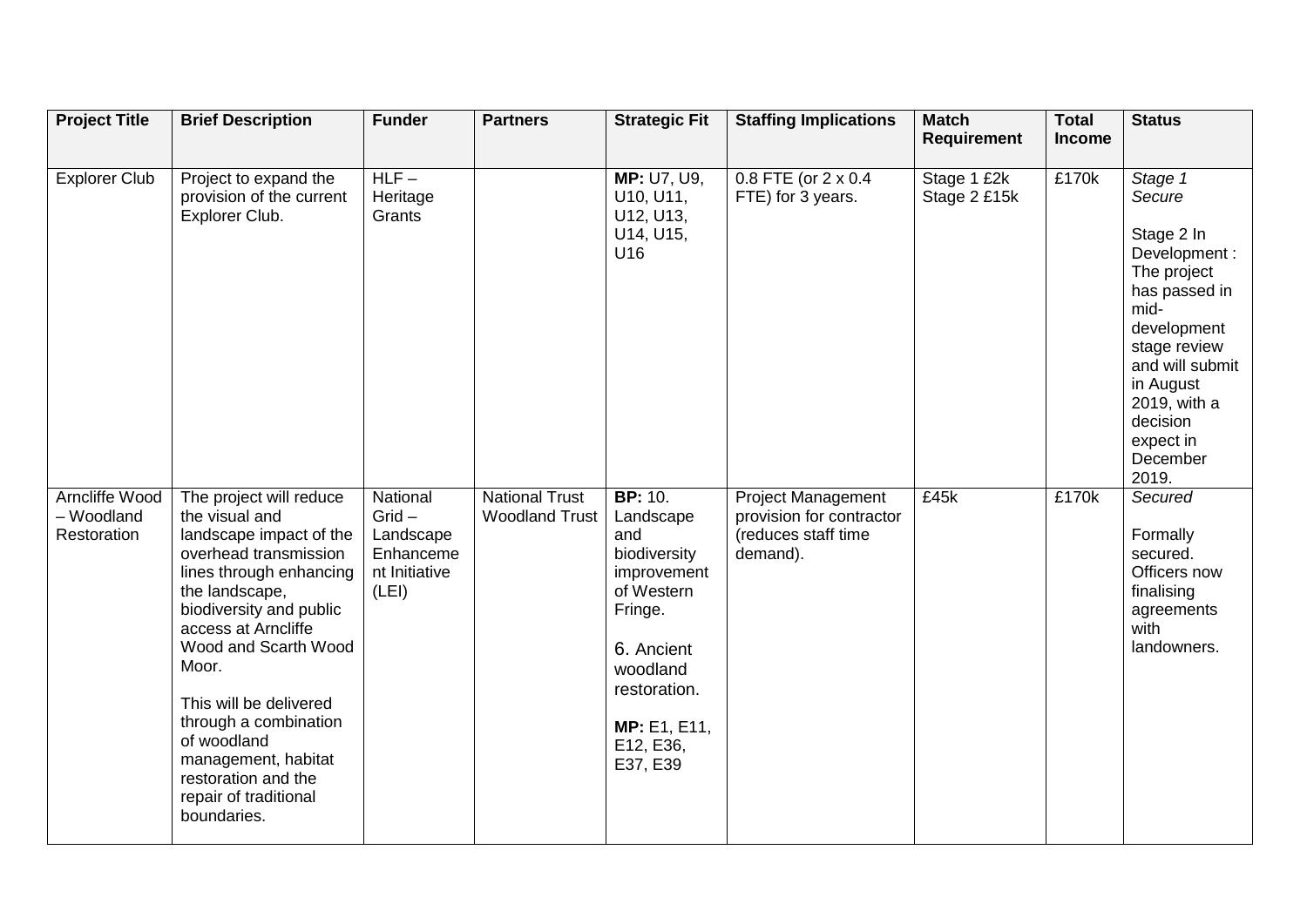| Project Title | Brief Description | Funder | Partners | Strategic Fit | Staffing Implications | Match Requirement | Total Income | Status |
|---|---|---|---|---|---|---|---|---|
| Explorer Club | Project to expand the provision of the current Explorer Club. | HLF – Heritage Grants | | **MP:** U7, U9, U10, U11, U12, U13, U14, U15, U16 | 0.8 FTE (or 2 x 0.4 FTE) for 3 years. | Stage 1 £2k<br>Stage 2 £15k | £170k | *Stage 1 Secure*<br><br>Stage 2 In Development : The project has passed in mid-development stage review and will submit in August 2019, with a decision expect in December 2019. |
| Arncliffe Wood – Woodland Restoration | The project will reduce the visual and landscape impact of the overhead transmission lines through enhancing the landscape, biodiversity and public access at Arncliffe Wood and Scarth Wood Moor.<br><br>This will be delivered through a combination of woodland management, habitat restoration and the repair of traditional boundaries. | National Grid – Landscape Enhancement Initiative (LEI) | National Trust<br>Woodland Trust | **BP:** 10. Landscape and biodiversity improvement of Western Fringe.<br><br>6. Ancient woodland restoration.<br><br>**MP:** E1, E11, E12, E36, E37, E39 | Project Management provision for contractor (reduces staff time demand). | £45k | £170k | *Secured*<br><br>Formally secured. Officers now finalising agreements with landowners. |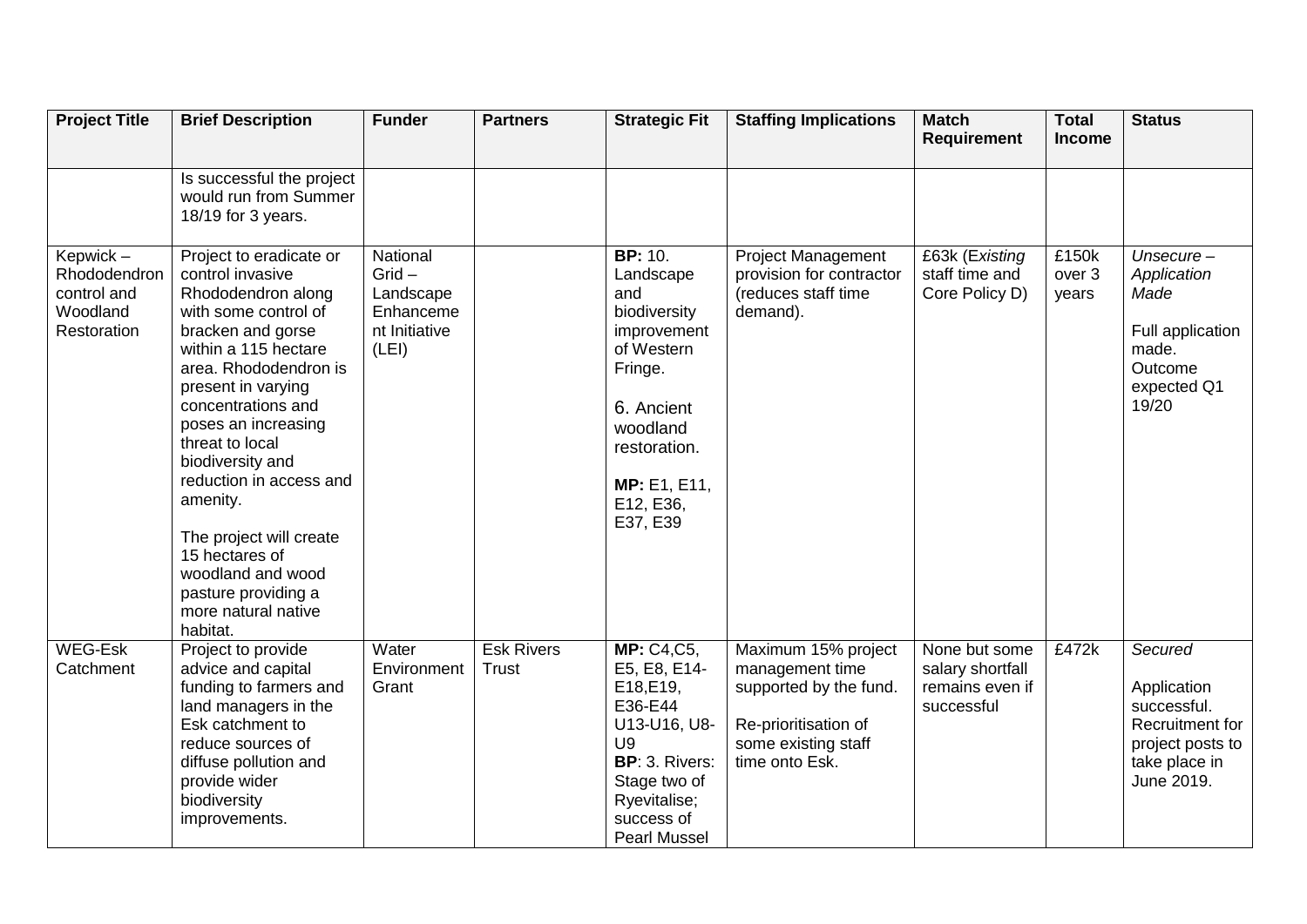| Project Title | Brief Description | Funder | Partners | Strategic Fit | Staffing Implications | Match Requirement | Total Income | Status |
|---|---|---|---|---|---|---|---|---|
| | Is successful the project would run from Summer 18/19 for 3 years. | | | | | | | |
| Kepwick – Rhododendron control and Woodland Restoration | Project to eradicate or control invasive Rhododendron along with some control of bracken and gorse within a 115 hectare area. Rhododendron is present in varying concentrations and poses an increasing threat to local biodiversity and reduction in access and amenity.<br><br>The project will create 15 hectares of woodland and wood pasture providing a more natural native habitat. | National Grid – Landscape Enhancement Initiative (LEI) | | **BP:** 10. Landscape and biodiversity improvement of Western Fringe.<br><br>6. Ancient woodland restoration.<br><br>**MP:** E1, E11, E12, E36, E37, E39 | Project Management provision for contractor (reduces staff time demand). | £63k (*Existing* staff time and Core Policy D) | £150k over 3 years | *Unsecure – Application Made*<br><br>Full application made. Outcome expected Q1 19/20 |
| WEG-Esk Catchment | Project to provide advice and capital funding to farmers and land managers in the Esk catchment to reduce sources of diffuse pollution and provide wider biodiversity improvements. | Water Environment Grant | Esk Rivers Trust | **MP:** C4,C5, E5, E8, E14-E18,E19, E36-E44 U13-U16, U8-U9<br>**BP**: 3. Rivers: Stage two of Ryevitalise; success of Pearl Mussel | Maximum 15% project management time supported by the fund.<br><br>Re-prioritisation of some existing staff time onto Esk. | None but some salary shortfall remains even if successful | £472k | *Secured*<br><br>Application successful. Recruitment for project posts to take place in June 2019. |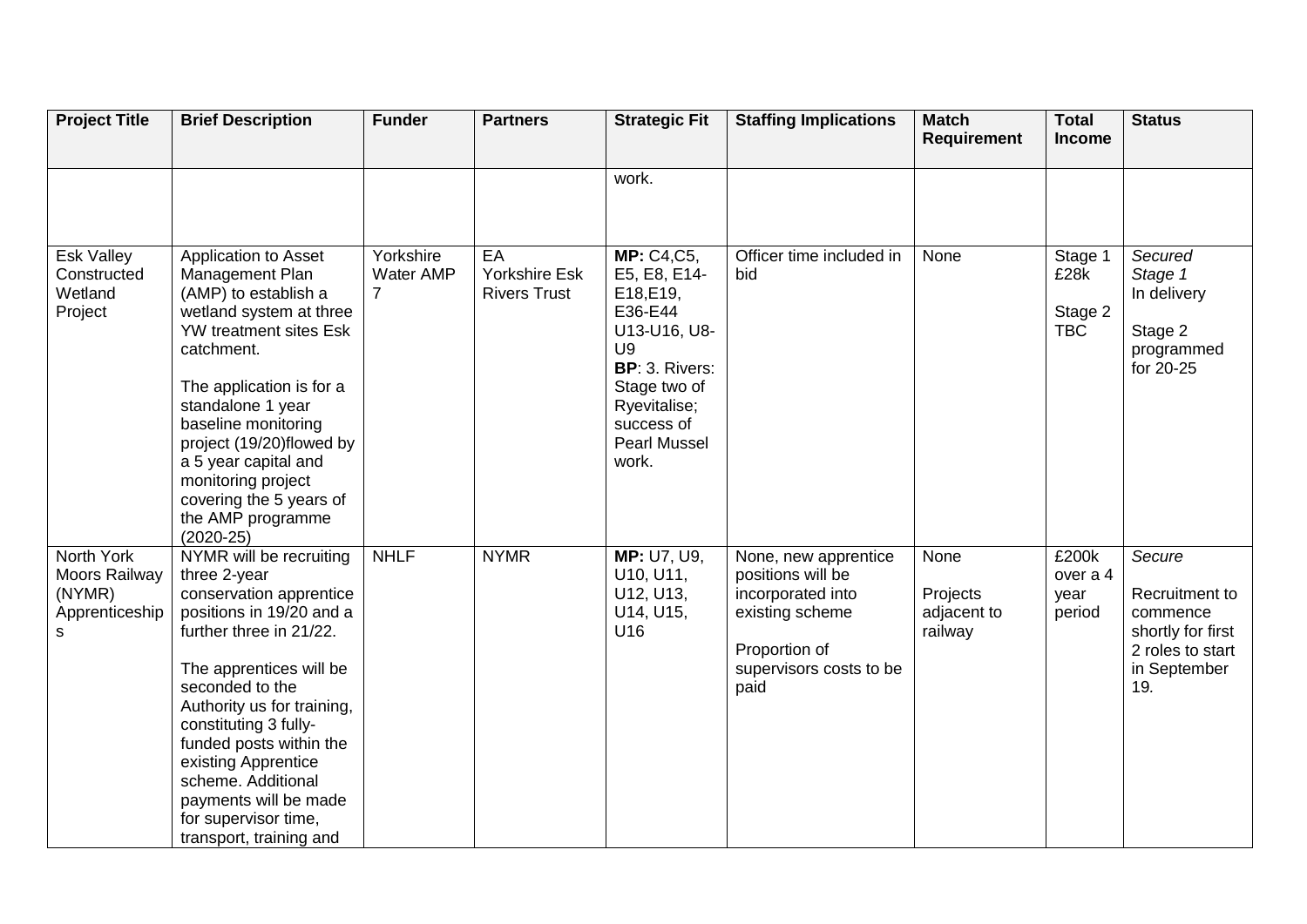| Project Title | Brief Description | Funder | Partners | Strategic Fit | Staffing Implications | Match Requirement | Total Income | Status |
|---|---|---|---|---|---|---|---|---|
| | | | | work. | | | | |
| Esk Valley Constructed Wetland Project | Application to Asset Management Plan (AMP) to establish a wetland system at three YW treatment sites Esk catchment.<br><br>The application is for a standalone 1 year baseline monitoring project (19/20)flowed by a 5 year capital and monitoring project covering the 5 years of the AMP programme (2020-25) | Yorkshire Water AMP 7 | EA<br>Yorkshire Esk Rivers Trust | **MP:** C4,C5, E5, E8, E14-E18,E19, E36-E44 U13-U16, U8-U9<br>**BP**: 3. Rivers: Stage two of Ryevitalise; success of Pearl Mussel work. | Officer time included in bid | None | Stage 1 £28k<br><br>Stage 2 TBC | *Secured Stage 1*<br>In delivery<br><br>Stage 2 programmed for 20-25 |
| North York Moors Railway (NYMR) Apprenticeships | NYMR will be recruiting three 2-year conservation apprentice positions in 19/20 and a further three in 21/22.<br><br>The apprentices will be seconded to the Authority us for training, constituting 3 fully-funded posts within the existing Apprentice scheme. Additional payments will be made for supervisor time, transport, training and | NHLF | NYMR | **MP:** U7, U9, U10, U11, U12, U13, U14, U15, U16 | None, new apprentice positions will be incorporated into existing scheme<br><br>Proportion of supervisors costs to be paid | None<br><br>Projects adjacent to railway | £200k over a 4 year period | *Secure*<br><br>Recruitment to commence shortly for first 2 roles to start in September 19. |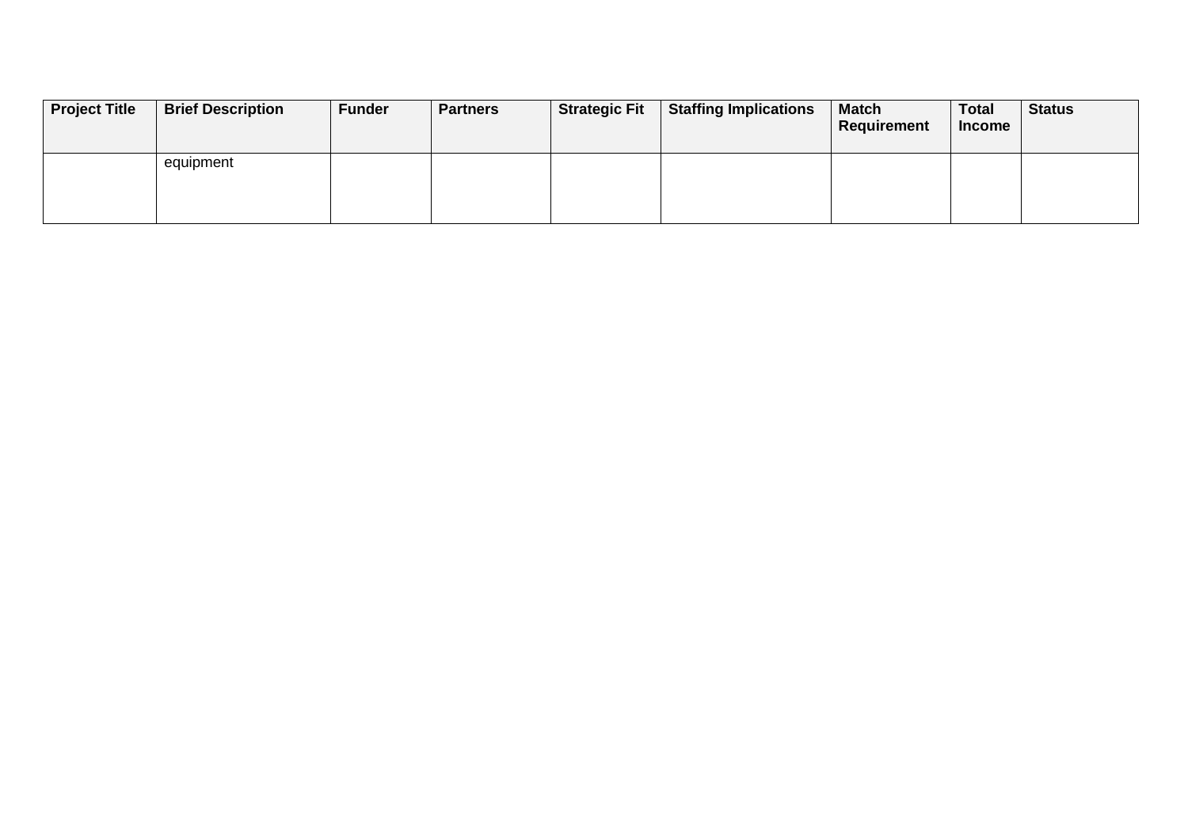| Project Title | Brief Description | Funder | Partners | Strategic Fit | Staffing Implications | Match Requirement | Total Income | Status |
|---|---|---|---|---|---|---|---|---|
| | equipment | | | | | | | |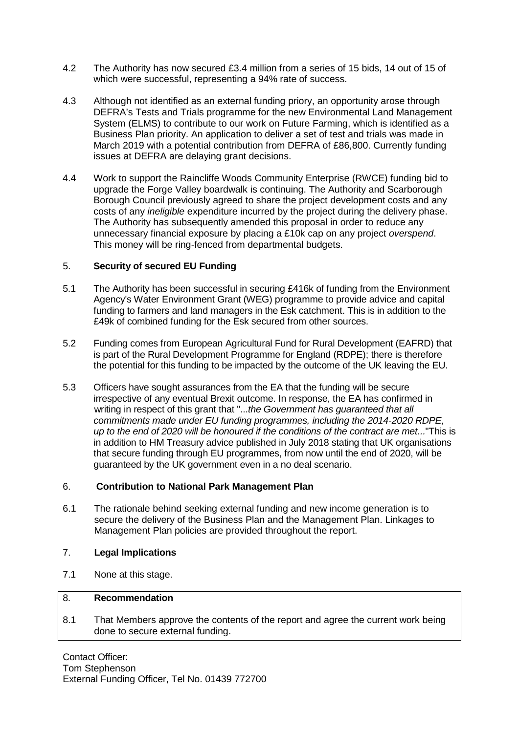4.2 The Authority has now secured £3.4 million from a series of 15 bids, 14 out of 15 of which were successful, representing a 94% rate of success.

4.3 Although not identified as an external funding priory, an opportunity arose through DEFRA's Tests and Trials programme for the new Environmental Land Management System (ELMS) to contribute to our work on Future Farming, which is identified as a Business Plan priority. An application to deliver a set of test and trials was made in March 2019 with a potential contribution from DEFRA of £86,800. Currently funding issues at DEFRA are delaying grant decisions.

4.4 Work to support the Raincliffe Woods Community Enterprise (RWCE) funding bid to upgrade the Forge Valley boardwalk is continuing. The Authority and Scarborough Borough Council previously agreed to share the project development costs and any costs of any *ineligible* expenditure incurred by the project during the delivery phase. The Authority has subsequently amended this proposal in order to reduce any unnecessary financial exposure by placing a £10k cap on any project *overspend*. This money will be ring-fenced from departmental budgets.

## 5. **Security of secured EU Funding**

5.1 The Authority has been successful in securing £416k of funding from the Environment Agency's Water Environment Grant (WEG) programme to provide advice and capital funding to farmers and land managers in the Esk catchment. This is in addition to the £49k of combined funding for the Esk secured from other sources.

5.2 Funding comes from European Agricultural Fund for Rural Development (EAFRD) that is part of the Rural Development Programme for England (RDPE); there is therefore the potential for this funding to be impacted by the outcome of the UK leaving the EU.

5.3 Officers have sought assurances from the EA that the funding will be secure irrespective of any eventual Brexit outcome. In response, the EA has confirmed in writing in respect of this grant that "...*the Government has guaranteed that all commitments made under EU funding programmes, including the 2014-2020 RDPE, up to the end of 2020 will be honoured if the conditions of the contract are met...*"This is in addition to HM Treasury advice published in July 2018 stating that UK organisations that secure funding through EU programmes, from now until the end of 2020, will be guaranteed by the UK government even in a no deal scenario.

## 6. **Contribution to National Park Management Plan**

6.1 The rationale behind seeking external funding and new income generation is to secure the delivery of the Business Plan and the Management Plan. Linkages to Management Plan policies are provided throughout the report.

## 7. **Legal Implications**

7.1 None at this stage.

## 8. **Recommendation**

8.1 That Members approve the contents of the report and agree the current work being done to secure external funding.

Contact Officer:
Tom Stephenson
External Funding Officer, Tel No. 01439 772700